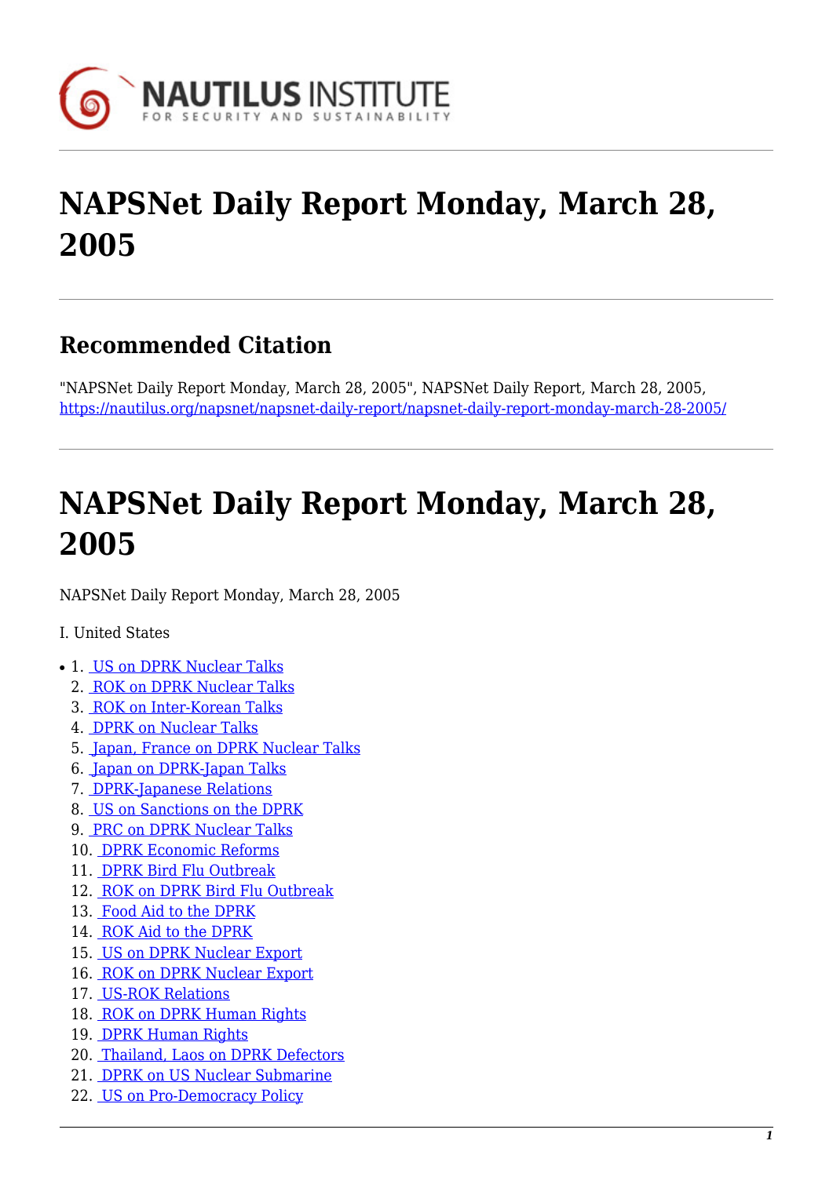# NAPSNet Daily Report Monday, March 28, 2005

## Recommended Citation

"NAPSNet Daily Report Monday, March 28, 2005", NAPSNet Daily Report, March 28, 2005, https://nautilus.org/napsnet/napsnet-daily-report/napsnet-daily-report-monday-march-28-2005/

# NAPSNet Daily Report Monday, March 28, 2005

NAPSNet Daily Report Monday, March 28, 2005

I. United States

1. US on DPRK Nuclear Talks
2. ROK on DPRK Nuclear Talks
3. ROK on Inter-Korean Talks
4. DPRK on Nuclear Talks
5. Japan, France on DPRK Nuclear Talks
6. Japan on DPRK-Japan Talks
7. DPRK-Japanese Relations
8. US on Sanctions on the DPRK
9. PRC on DPRK Nuclear Talks
10. DPRK Economic Reforms
11. DPRK Bird Flu Outbreak
12. ROK on DPRK Bird Flu Outbreak
13. Food Aid to the DPRK
14. ROK Aid to the DPRK
15. US on DPRK Nuclear Export
16. ROK on DPRK Nuclear Export
17. US-ROK Relations
18. ROK on DPRK Human Rights
19. DPRK Human Rights
20. Thailand, Laos on DPRK Defectors
21. DPRK on US Nuclear Submarine
22. US on Pro-Democracy Policy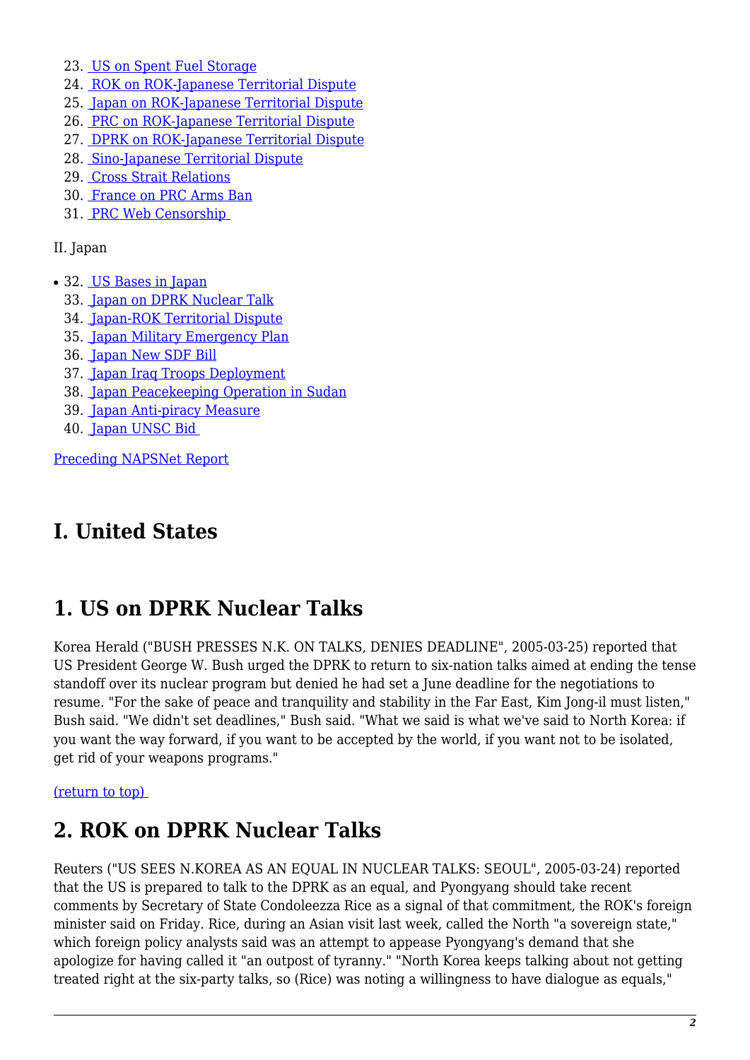23. US on Spent Fuel Storage
24. ROK on ROK-Japanese Territorial Dispute
25. Japan on ROK-Japanese Territorial Dispute
26. PRC on ROK-Japanese Territorial Dispute
27. DPRK on ROK-Japanese Territorial Dispute
28. Sino-Japanese Territorial Dispute
29. Cross Strait Relations
30. France on PRC Arms Ban
31. PRC Web Censorship

II. Japan

32. US Bases in Japan
33. Japan on DPRK Nuclear Talk
34. Japan-ROK Territorial Dispute
35. Japan Military Emergency Plan
36. Japan New SDF Bill
37. Japan Iraq Troops Deployment
38. Japan Peacekeeping Operation in Sudan
39. Japan Anti-piracy Measure
40. Japan UNSC Bid

Preceding NAPSNet Report

# I. United States

## 1. US on DPRK Nuclear Talks

Korea Herald ("BUSH PRESSES N.K. ON TALKS, DENIES DEADLINE", 2005-03-25) reported that US President George W. Bush urged the DPRK to return to six-nation talks aimed at ending the tense standoff over its nuclear program but denied he had set a June deadline for the negotiations to resume. "For the sake of peace and tranquility and stability in the Far East, Kim Jong-il must listen," Bush said. "We didn't set deadlines," Bush said. "What we said is what we've said to North Korea: if you want the way forward, if you want to be accepted by the world, if you want not to be isolated, get rid of your weapons programs."

(return to top)

## 2. ROK on DPRK Nuclear Talks

Reuters ("US SEES N.KOREA AS AN EQUAL IN NUCLEAR TALKS: SEOUL", 2005-03-24) reported that the US is prepared to talk to the DPRK as an equal, and Pyongyang should take recent comments by Secretary of State Condoleezza Rice as a signal of that commitment, the ROK's foreign minister said on Friday. Rice, during an Asian visit last week, called the North "a sovereign state," which foreign policy analysts said was an attempt to appease Pyongyang's demand that she apologize for having called it "an outpost of tyranny." "North Korea keeps talking about not getting treated right at the six-party talks, so (Rice) was noting a willingness to have dialogue as equals,"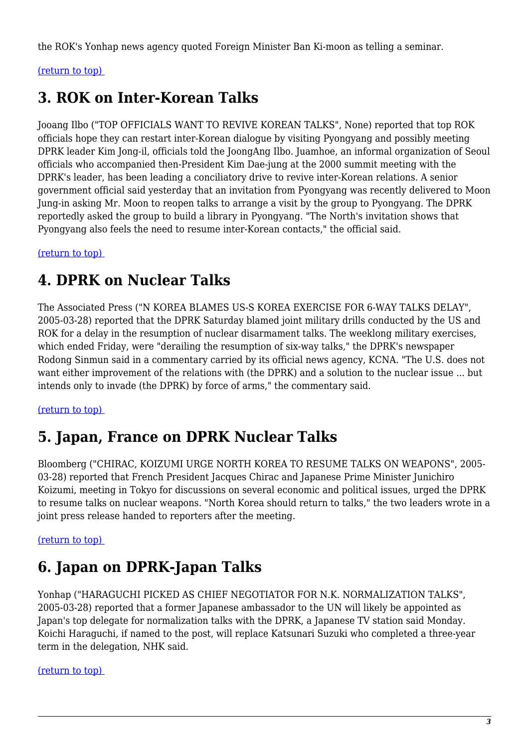the ROK's Yonhap news agency quoted Foreign Minister Ban Ki-moon as telling a seminar.

(return to top)

## 3. ROK on Inter-Korean Talks

Jooang Ilbo ("TOP OFFICIALS WANT TO REVIVE KOREAN TALKS", None) reported that top ROK officials hope they can restart inter-Korean dialogue by visiting Pyongyang and possibly meeting DPRK leader Kim Jong-il, officials told the JoongAng Ilbo. Juamhoe, an informal organization of Seoul officials who accompanied then-President Kim Dae-jung at the 2000 summit meeting with the DPRK's leader, has been leading a conciliatory drive to revive inter-Korean relations. A senior government official said yesterday that an invitation from Pyongyang was recently delivered to Moon Jung-in asking Mr. Moon to reopen talks to arrange a visit by the group to Pyongyang. The DPRK reportedly asked the group to build a library in Pyongyang. "The North's invitation shows that Pyongyang also feels the need to resume inter-Korean contacts," the official said.

(return to top)

## 4. DPRK on Nuclear Talks

The Associated Press ("N KOREA BLAMES US-S KOREA EXERCISE FOR 6-WAY TALKS DELAY", 2005-03-28) reported that the DPRK Saturday blamed joint military drills conducted by the US and ROK for a delay in the resumption of nuclear disarmament talks. The weeklong military exercises, which ended Friday, were "derailing the resumption of six-way talks," the DPRK's newspaper Rodong Sinmun said in a commentary carried by its official news agency, KCNA. "The U.S. does not want either improvement of the relations with (the DPRK) and a solution to the nuclear issue ... but intends only to invade (the DPRK) by force of arms," the commentary said.

(return to top)

## 5. Japan, France on DPRK Nuclear Talks

Bloomberg ("CHIRAC, KOIZUMI URGE NORTH KOREA TO RESUME TALKS ON WEAPONS", 2005-03-28) reported that French President Jacques Chirac and Japanese Prime Minister Junichiro Koizumi, meeting in Tokyo for discussions on several economic and political issues, urged the DPRK to resume talks on nuclear weapons. "North Korea should return to talks," the two leaders wrote in a joint press release handed to reporters after the meeting.

(return to top)

## 6. Japan on DPRK-Japan Talks

Yonhap ("HARAGUCHI PICKED AS CHIEF NEGOTIATOR FOR N.K. NORMALIZATION TALKS", 2005-03-28) reported that a former Japanese ambassador to the UN will likely be appointed as Japan's top delegate for normalization talks with the DPRK, a Japanese TV station said Monday. Koichi Haraguchi, if named to the post, will replace Katsunari Suzuki who completed a three-year term in the delegation, NHK said.

(return to top)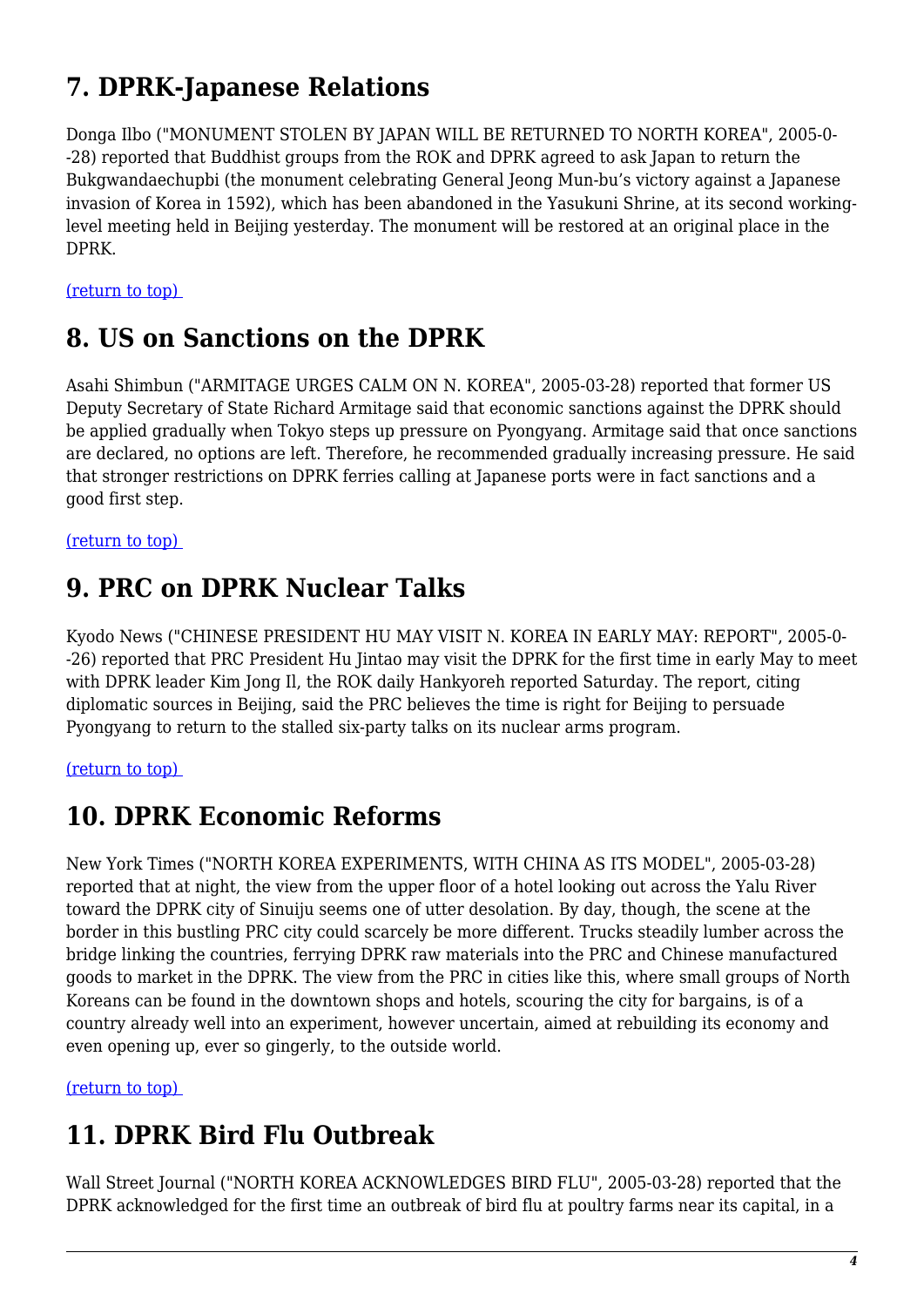## 7. DPRK-Japanese Relations

Donga Ilbo ("MONUMENT STOLEN BY JAPAN WILL BE RETURNED TO NORTH KOREA", 2005-0--28) reported that Buddhist groups from the ROK and DPRK agreed to ask Japan to return the Bukgwandaechupbi (the monument celebrating General Jeong Mun-bu's victory against a Japanese invasion of Korea in 1592), which has been abandoned in the Yasukuni Shrine, at its second working-level meeting held in Beijing yesterday. The monument will be restored at an original place in the DPRK.

(return to top)

## 8. US on Sanctions on the DPRK

Asahi Shimbun ("ARMITAGE URGES CALM ON N. KOREA", 2005-03-28) reported that former US Deputy Secretary of State Richard Armitage said that economic sanctions against the DPRK should be applied gradually when Tokyo steps up pressure on Pyongyang. Armitage said that once sanctions are declared, no options are left. Therefore, he recommended gradually increasing pressure. He said that stronger restrictions on DPRK ferries calling at Japanese ports were in fact sanctions and a good first step.

(return to top)

## 9. PRC on DPRK Nuclear Talks

Kyodo News ("CHINESE PRESIDENT HU MAY VISIT N. KOREA IN EARLY MAY: REPORT", 2005-0--26) reported that PRC President Hu Jintao may visit the DPRK for the first time in early May to meet with DPRK leader Kim Jong Il, the ROK daily Hankyoreh reported Saturday. The report, citing diplomatic sources in Beijing, said the PRC believes the time is right for Beijing to persuade Pyongyang to return to the stalled six-party talks on its nuclear arms program.

(return to top)

## 10. DPRK Economic Reforms

New York Times ("NORTH KOREA EXPERIMENTS, WITH CHINA AS ITS MODEL", 2005-03-28) reported that at night, the view from the upper floor of a hotel looking out across the Yalu River toward the DPRK city of Sinuiju seems one of utter desolation. By day, though, the scene at the border in this bustling PRC city could scarcely be more different. Trucks steadily lumber across the bridge linking the countries, ferrying DPRK raw materials into the PRC and Chinese manufactured goods to market in the DPRK. The view from the PRC in cities like this, where small groups of North Koreans can be found in the downtown shops and hotels, scouring the city for bargains, is of a country already well into an experiment, however uncertain, aimed at rebuilding its economy and even opening up, ever so gingerly, to the outside world.

(return to top)

## 11. DPRK Bird Flu Outbreak

Wall Street Journal ("NORTH KOREA ACKNOWLEDGES BIRD FLU", 2005-03-28) reported that the DPRK acknowledged for the first time an outbreak of bird flu at poultry farms near its capital, in a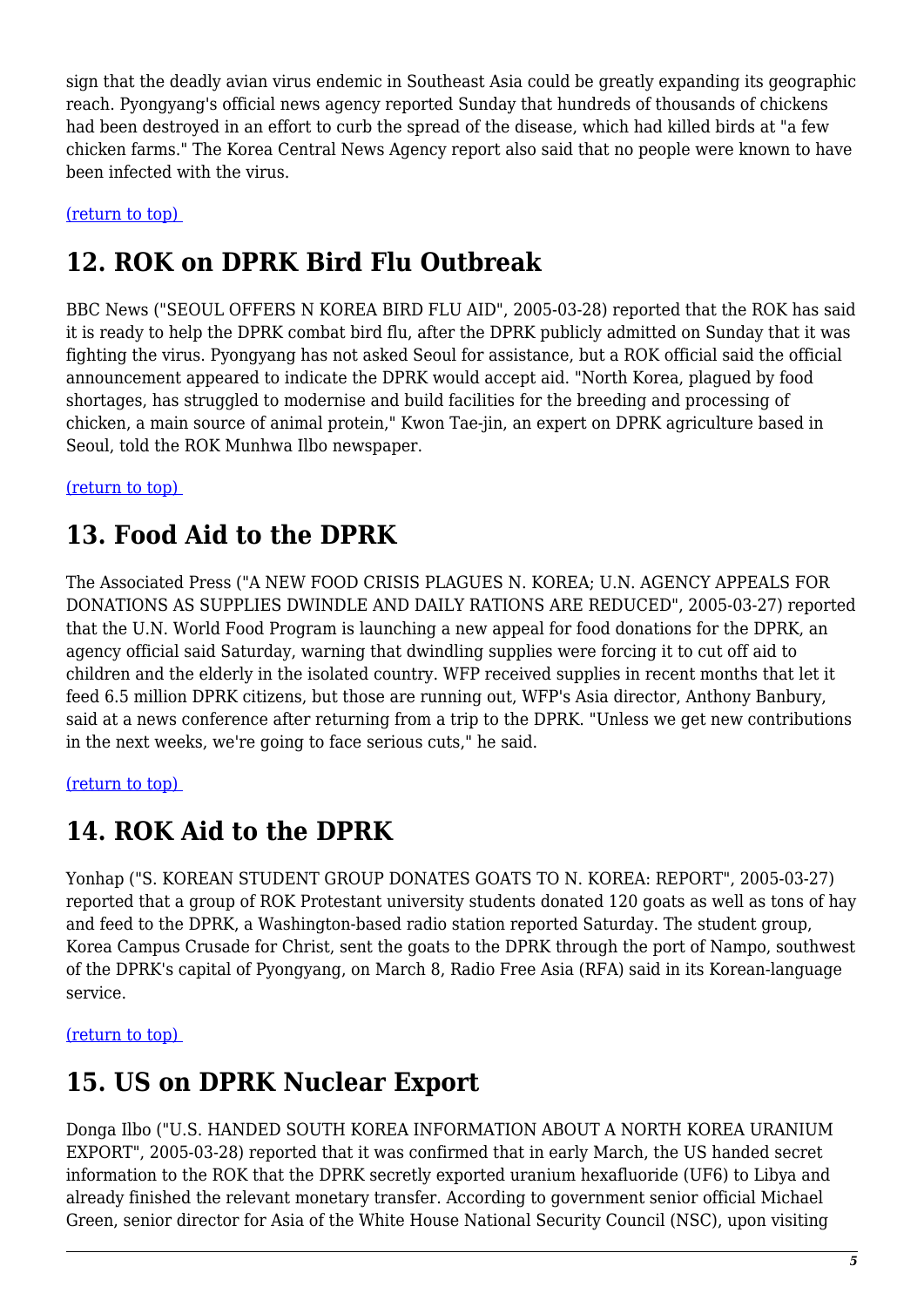sign that the deadly avian virus endemic in Southeast Asia could be greatly expanding its geographic reach. Pyongyang's official news agency reported Sunday that hundreds of thousands of chickens had been destroyed in an effort to curb the spread of the disease, which had killed birds at "a few chicken farms." The Korea Central News Agency report also said that no people were known to have been infected with the virus.

(return to top)

## 12. ROK on DPRK Bird Flu Outbreak

BBC News ("SEOUL OFFERS N KOREA BIRD FLU AID", 2005-03-28) reported that the ROK has said it is ready to help the DPRK combat bird flu, after the DPRK publicly admitted on Sunday that it was fighting the virus. Pyongyang has not asked Seoul for assistance, but a ROK official said the official announcement appeared to indicate the DPRK would accept aid. "North Korea, plagued by food shortages, has struggled to modernise and build facilities for the breeding and processing of chicken, a main source of animal protein," Kwon Tae-jin, an expert on DPRK agriculture based in Seoul, told the ROK Munhwa Ilbo newspaper.

(return to top)

## 13. Food Aid to the DPRK

The Associated Press ("A NEW FOOD CRISIS PLAGUES N. KOREA; U.N. AGENCY APPEALS FOR DONATIONS AS SUPPLIES DWINDLE AND DAILY RATIONS ARE REDUCED", 2005-03-27) reported that the U.N. World Food Program is launching a new appeal for food donations for the DPRK, an agency official said Saturday, warning that dwindling supplies were forcing it to cut off aid to children and the elderly in the isolated country. WFP received supplies in recent months that let it feed 6.5 million DPRK citizens, but those are running out, WFP's Asia director, Anthony Banbury, said at a news conference after returning from a trip to the DPRK. "Unless we get new contributions in the next weeks, we're going to face serious cuts," he said.

(return to top)

## 14. ROK Aid to the DPRK

Yonhap ("S. KOREAN STUDENT GROUP DONATES GOATS TO N. KOREA: REPORT", 2005-03-27) reported that a group of ROK Protestant university students donated 120 goats as well as tons of hay and feed to the DPRK, a Washington-based radio station reported Saturday. The student group, Korea Campus Crusade for Christ, sent the goats to the DPRK through the port of Nampo, southwest of the DPRK's capital of Pyongyang, on March 8, Radio Free Asia (RFA) said in its Korean-language service.

(return to top)

## 15. US on DPRK Nuclear Export

Donga Ilbo ("U.S. HANDED SOUTH KOREA INFORMATION ABOUT A NORTH KOREA URANIUM EXPORT", 2005-03-28) reported that it was confirmed that in early March, the US handed secret information to the ROK that the DPRK secretly exported uranium hexafluoride (UF6) to Libya and already finished the relevant monetary transfer. According to government senior official Michael Green, senior director for Asia of the White House National Security Council (NSC), upon visiting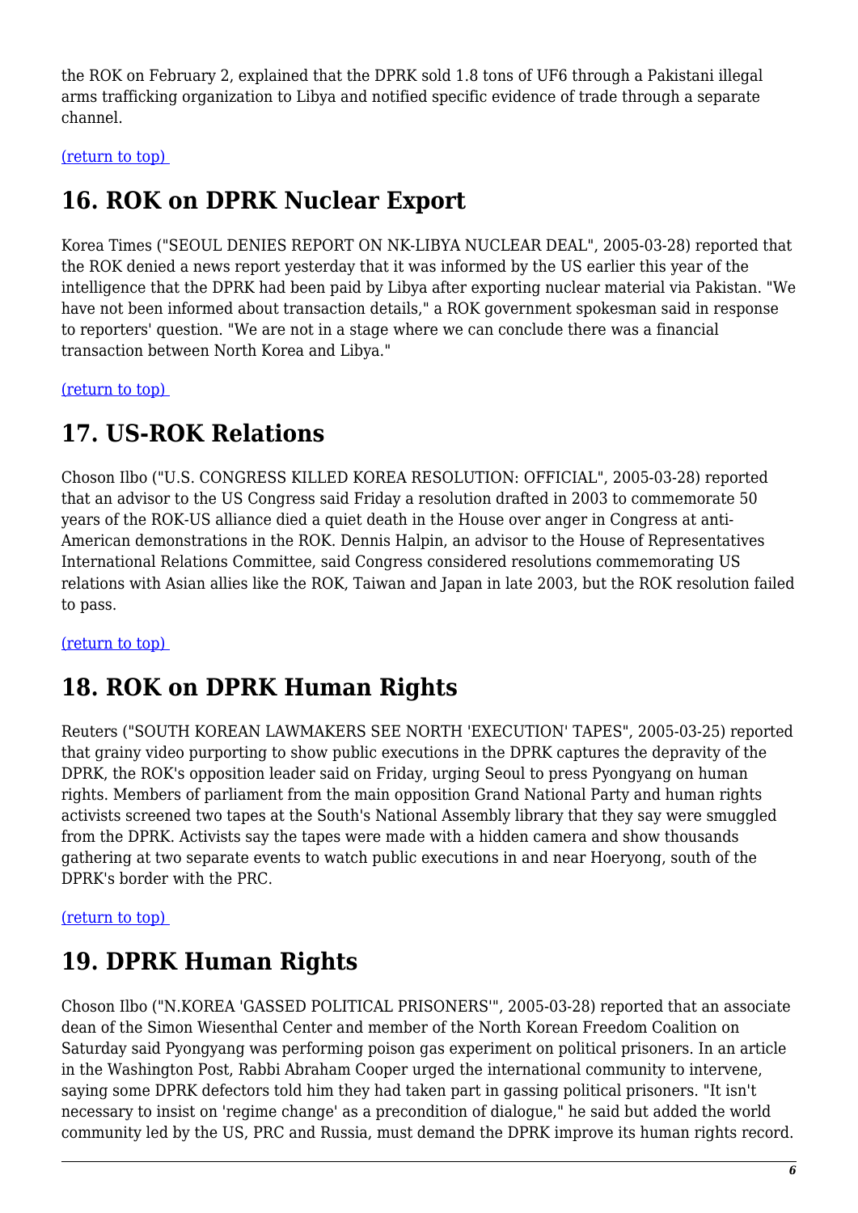the ROK on February 2, explained that the DPRK sold 1.8 tons of UF6 through a Pakistani illegal arms trafficking organization to Libya and notified specific evidence of trade through a separate channel.

(return to top)

## 16. ROK on DPRK Nuclear Export

Korea Times ("SEOUL DENIES REPORT ON NK-LIBYA NUCLEAR DEAL", 2005-03-28) reported that the ROK denied a news report yesterday that it was informed by the US earlier this year of the intelligence that the DPRK had been paid by Libya after exporting nuclear material via Pakistan. "We have not been informed about transaction details," a ROK government spokesman said in response to reporters' question. "We are not in a stage where we can conclude there was a financial transaction between North Korea and Libya."

(return to top)

## 17. US-ROK Relations

Choson Ilbo ("U.S. CONGRESS KILLED KOREA RESOLUTION: OFFICIAL", 2005-03-28) reported that an advisor to the US Congress said Friday a resolution drafted in 2003 to commemorate 50 years of the ROK-US alliance died a quiet death in the House over anger in Congress at anti-American demonstrations in the ROK. Dennis Halpin, an advisor to the House of Representatives International Relations Committee, said Congress considered resolutions commemorating US relations with Asian allies like the ROK, Taiwan and Japan in late 2003, but the ROK resolution failed to pass.

(return to top)

## 18. ROK on DPRK Human Rights

Reuters ("SOUTH KOREAN LAWMAKERS SEE NORTH 'EXECUTION' TAPES", 2005-03-25) reported that grainy video purporting to show public executions in the DPRK captures the depravity of the DPRK, the ROK's opposition leader said on Friday, urging Seoul to press Pyongyang on human rights. Members of parliament from the main opposition Grand National Party and human rights activists screened two tapes at the South's National Assembly library that they say were smuggled from the DPRK. Activists say the tapes were made with a hidden camera and show thousands gathering at two separate events to watch public executions in and near Hoeryong, south of the DPRK's border with the PRC.

(return to top)

## 19. DPRK Human Rights

Choson Ilbo ("N.KOREA 'GASSED POLITICAL PRISONERS'", 2005-03-28) reported that an associate dean of the Simon Wiesenthal Center and member of the North Korean Freedom Coalition on Saturday said Pyongyang was performing poison gas experiment on political prisoners. In an article in the Washington Post, Rabbi Abraham Cooper urged the international community to intervene, saying some DPRK defectors told him they had taken part in gassing political prisoners. "It isn't necessary to insist on 'regime change' as a precondition of dialogue," he said but added the world community led by the US, PRC and Russia, must demand the DPRK improve its human rights record.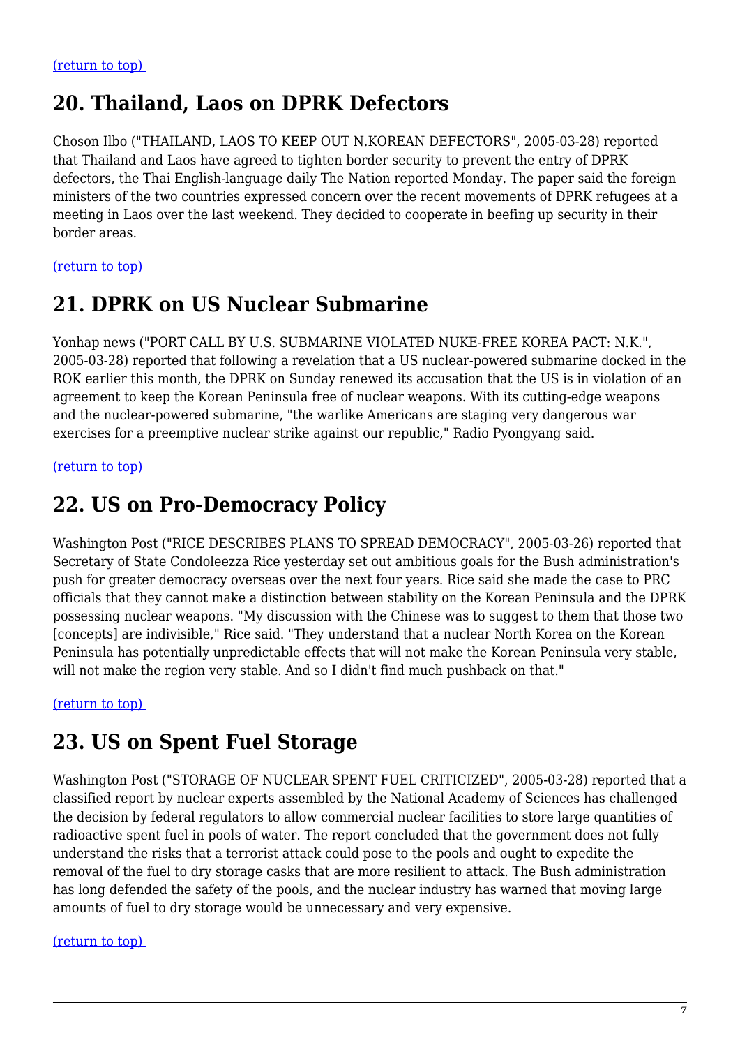(return to top)

## 20. Thailand, Laos on DPRK Defectors

Choson Ilbo ("THAILAND, LAOS TO KEEP OUT N.KOREAN DEFECTORS", 2005-03-28) reported that Thailand and Laos have agreed to tighten border security to prevent the entry of DPRK defectors, the Thai English-language daily The Nation reported Monday. The paper said the foreign ministers of the two countries expressed concern over the recent movements of DPRK refugees at a meeting in Laos over the last weekend. They decided to cooperate in beefing up security in their border areas.

(return to top)

## 21. DPRK on US Nuclear Submarine

Yonhap news ("PORT CALL BY U.S. SUBMARINE VIOLATED NUKE-FREE KOREA PACT: N.K.", 2005-03-28) reported that following a revelation that a US nuclear-powered submarine docked in the ROK earlier this month, the DPRK on Sunday renewed its accusation that the US is in violation of an agreement to keep the Korean Peninsula free of nuclear weapons. With its cutting-edge weapons and the nuclear-powered submarine, "the warlike Americans are staging very dangerous war exercises for a preemptive nuclear strike against our republic," Radio Pyongyang said.

(return to top)

## 22. US on Pro-Democracy Policy

Washington Post ("RICE DESCRIBES PLANS TO SPREAD DEMOCRACY", 2005-03-26) reported that Secretary of State Condoleezza Rice yesterday set out ambitious goals for the Bush administration's push for greater democracy overseas over the next four years. Rice said she made the case to PRC officials that they cannot make a distinction between stability on the Korean Peninsula and the DPRK possessing nuclear weapons. "My discussion with the Chinese was to suggest to them that those two [concepts] are indivisible," Rice said. "They understand that a nuclear North Korea on the Korean Peninsula has potentially unpredictable effects that will not make the Korean Peninsula very stable, will not make the region very stable. And so I didn't find much pushback on that."

(return to top)

## 23. US on Spent Fuel Storage

Washington Post ("STORAGE OF NUCLEAR SPENT FUEL CRITICIZED", 2005-03-28) reported that a classified report by nuclear experts assembled by the National Academy of Sciences has challenged the decision by federal regulators to allow commercial nuclear facilities to store large quantities of radioactive spent fuel in pools of water. The report concluded that the government does not fully understand the risks that a terrorist attack could pose to the pools and ought to expedite the removal of the fuel to dry storage casks that are more resilient to attack. The Bush administration has long defended the safety of the pools, and the nuclear industry has warned that moving large amounts of fuel to dry storage would be unnecessary and very expensive.

(return to top)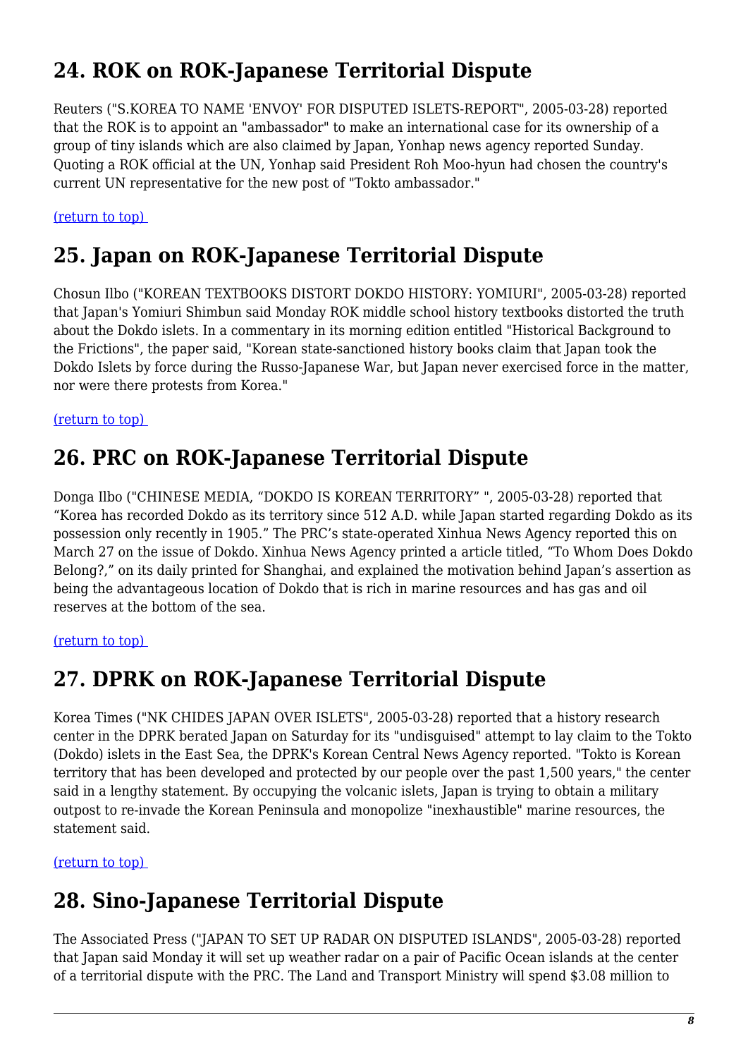## 24. ROK on ROK-Japanese Territorial Dispute

Reuters ("S.KOREA TO NAME 'ENVOY' FOR DISPUTED ISLETS-REPORT", 2005-03-28) reported that the ROK is to appoint an "ambassador" to make an international case for its ownership of a group of tiny islands which are also claimed by Japan, Yonhap news agency reported Sunday. Quoting a ROK official at the UN, Yonhap said President Roh Moo-hyun had chosen the country's current UN representative for the new post of "Tokto ambassador."

(return to top)

## 25. Japan on ROK-Japanese Territorial Dispute

Chosun Ilbo ("KOREAN TEXTBOOKS DISTORT DOKDO HISTORY: YOMIURI", 2005-03-28) reported that Japan's Yomiuri Shimbun said Monday ROK middle school history textbooks distorted the truth about the Dokdo islets. In a commentary in its morning edition entitled "Historical Background to the Frictions", the paper said, "Korean state-sanctioned history books claim that Japan took the Dokdo Islets by force during the Russo-Japanese War, but Japan never exercised force in the matter, nor were there protests from Korea."

(return to top)

## 26. PRC on ROK-Japanese Territorial Dispute

Donga Ilbo ("CHINESE MEDIA, “DOKDO IS KOREAN TERRITORY” ", 2005-03-28) reported that “Korea has recorded Dokdo as its territory since 512 A.D. while Japan started regarding Dokdo as its possession only recently in 1905.” The PRC’s state-operated Xinhua News Agency reported this on March 27 on the issue of Dokdo. Xinhua News Agency printed a article titled, “To Whom Does Dokdo Belong?,” on its daily printed for Shanghai, and explained the motivation behind Japan’s assertion as being the advantageous location of Dokdo that is rich in marine resources and has gas and oil reserves at the bottom of the sea.

(return to top)

## 27. DPRK on ROK-Japanese Territorial Dispute

Korea Times ("NK CHIDES JAPAN OVER ISLETS", 2005-03-28) reported that a history research center in the DPRK berated Japan on Saturday for its "undisguised" attempt to lay claim to the Tokto (Dokdo) islets in the East Sea, the DPRK's Korean Central News Agency reported. "Tokto is Korean territory that has been developed and protected by our people over the past 1,500 years," the center said in a lengthy statement. By occupying the volcanic islets, Japan is trying to obtain a military outpost to re-invade the Korean Peninsula and monopolize "inexhaustible" marine resources, the statement said.

(return to top)

## 28. Sino-Japanese Territorial Dispute

The Associated Press ("JAPAN TO SET UP RADAR ON DISPUTED ISLANDS", 2005-03-28) reported that Japan said Monday it will set up weather radar on a pair of Pacific Ocean islands at the center of a territorial dispute with the PRC. The Land and Transport Ministry will spend $3.08 million to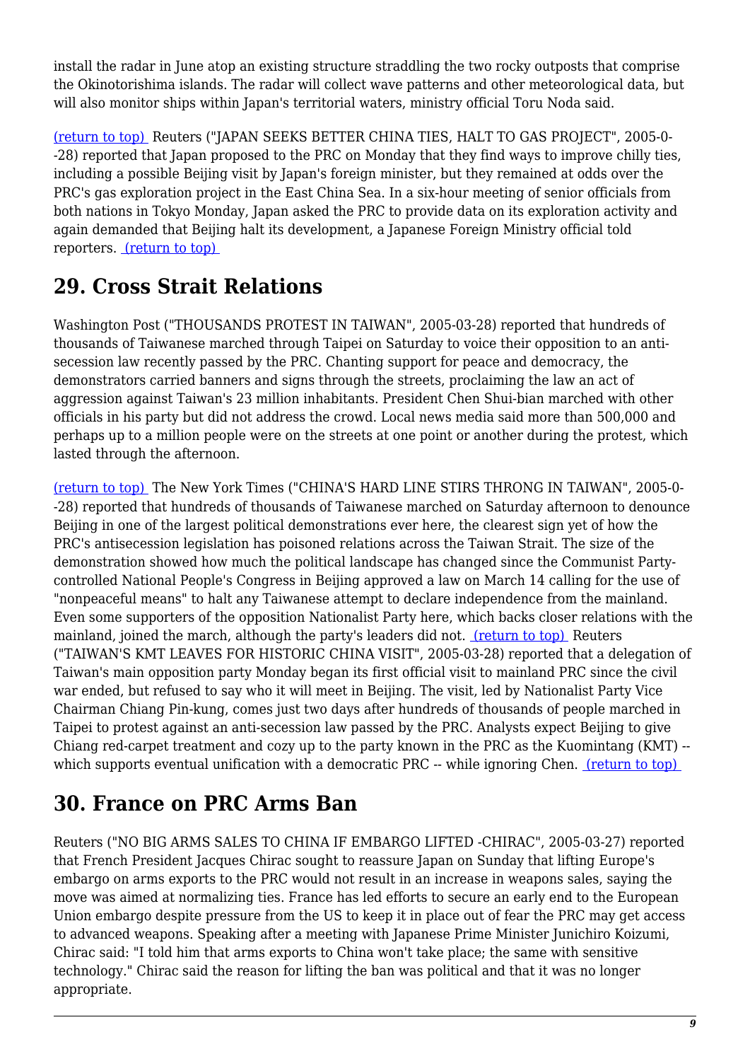install the radar in June atop an existing structure straddling the two rocky outposts that comprise the Okinotorishima islands. The radar will collect wave patterns and other meteorological data, but will also monitor ships within Japan's territorial waters, ministry official Toru Noda said.

(return to top) Reuters ("JAPAN SEEKS BETTER CHINA TIES, HALT TO GAS PROJECT", 2005-0--28) reported that Japan proposed to the PRC on Monday that they find ways to improve chilly ties, including a possible Beijing visit by Japan's foreign minister, but they remained at odds over the PRC's gas exploration project in the East China Sea. In a six-hour meeting of senior officials from both nations in Tokyo Monday, Japan asked the PRC to provide data on its exploration activity and again demanded that Beijing halt its development, a Japanese Foreign Ministry official told reporters. (return to top)

## 29. Cross Strait Relations

Washington Post ("THOUSANDS PROTEST IN TAIWAN", 2005-03-28) reported that hundreds of thousands of Taiwanese marched through Taipei on Saturday to voice their opposition to an anti-secession law recently passed by the PRC. Chanting support for peace and democracy, the demonstrators carried banners and signs through the streets, proclaiming the law an act of aggression against Taiwan's 23 million inhabitants. President Chen Shui-bian marched with other officials in his party but did not address the crowd. Local news media said more than 500,000 and perhaps up to a million people were on the streets at one point or another during the protest, which lasted through the afternoon.

(return to top) The New York Times ("CHINA'S HARD LINE STIRS THRONG IN TAIWAN", 2005-0--28) reported that hundreds of thousands of Taiwanese marched on Saturday afternoon to denounce Beijing in one of the largest political demonstrations ever here, the clearest sign yet of how the PRC's antisecession legislation has poisoned relations across the Taiwan Strait. The size of the demonstration showed how much the political landscape has changed since the Communist Party-controlled National People's Congress in Beijing approved a law on March 14 calling for the use of "nonpeaceful means" to halt any Taiwanese attempt to declare independence from the mainland. Even some supporters of the opposition Nationalist Party here, which backs closer relations with the mainland, joined the march, although the party's leaders did not. (return to top) Reuters ("TAIWAN'S KMT LEAVES FOR HISTORIC CHINA VISIT", 2005-03-28) reported that a delegation of Taiwan's main opposition party Monday began its first official visit to mainland PRC since the civil war ended, but refused to say who it will meet in Beijing. The visit, led by Nationalist Party Vice Chairman Chiang Pin-kung, comes just two days after hundreds of thousands of people marched in Taipei to protest against an anti-secession law passed by the PRC. Analysts expect Beijing to give Chiang red-carpet treatment and cozy up to the party known in the PRC as the Kuomintang (KMT) -- which supports eventual unification with a democratic PRC -- while ignoring Chen. (return to top)

## 30. France on PRC Arms Ban

Reuters ("NO BIG ARMS SALES TO CHINA IF EMBARGO LIFTED -CHIRAC", 2005-03-27) reported that French President Jacques Chirac sought to reassure Japan on Sunday that lifting Europe's embargo on arms exports to the PRC would not result in an increase in weapons sales, saying the move was aimed at normalizing ties. France has led efforts to secure an early end to the European Union embargo despite pressure from the US to keep it in place out of fear the PRC may get access to advanced weapons. Speaking after a meeting with Japanese Prime Minister Junichiro Koizumi, Chirac said: "I told him that arms exports to China won't take place; the same with sensitive technology." Chirac said the reason for lifting the ban was political and that it was no longer appropriate.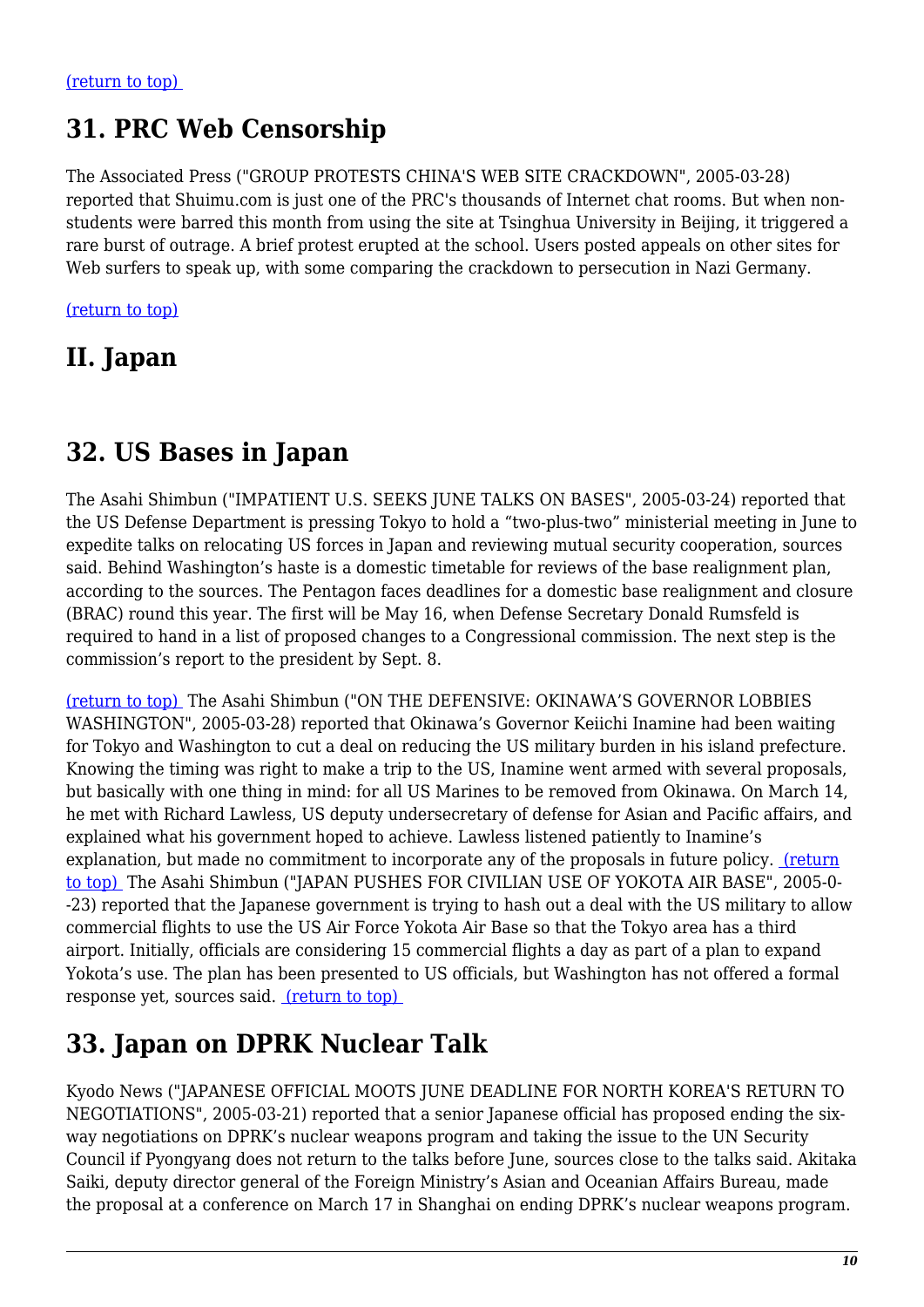(return to top)

## 31. PRC Web Censorship

The Associated Press ("GROUP PROTESTS CHINA'S WEB SITE CRACKDOWN", 2005-03-28) reported that Shuimu.com is just one of the PRC's thousands of Internet chat rooms. But when non-students were barred this month from using the site at Tsinghua University in Beijing, it triggered a rare burst of outrage. A brief protest erupted at the school. Users posted appeals on other sites for Web surfers to speak up, with some comparing the crackdown to persecution in Nazi Germany.

(return to top)

# II. Japan

## 32. US Bases in Japan

The Asahi Shimbun ("IMPATIENT U.S. SEEKS JUNE TALKS ON BASES", 2005-03-24) reported that the US Defense Department is pressing Tokyo to hold a “two-plus-two” ministerial meeting in June to expedite talks on relocating US forces in Japan and reviewing mutual security cooperation, sources said. Behind Washington’s haste is a domestic timetable for reviews of the base realignment plan, according to the sources. The Pentagon faces deadlines for a domestic base realignment and closure (BRAC) round this year. The first will be May 16, when Defense Secretary Donald Rumsfeld is required to hand in a list of proposed changes to a Congressional commission. The next step is the commission’s report to the president by Sept. 8.

(return to top) The Asahi Shimbun ("ON THE DEFENSIVE: OKINAWA’S GOVERNOR LOBBIES WASHINGTON", 2005-03-28) reported that Okinawa’s Governor Keiichi Inamine had been waiting for Tokyo and Washington to cut a deal on reducing the US military burden in his island prefecture. Knowing the timing was right to make a trip to the US, Inamine went armed with several proposals, but basically with one thing in mind: for all US Marines to be removed from Okinawa. On March 14, he met with Richard Lawless, US deputy undersecretary of defense for Asian and Pacific affairs, and explained what his government hoped to achieve. Lawless listened patiently to Inamine’s explanation, but made no commitment to incorporate any of the proposals in future policy. (return to top) The Asahi Shimbun ("JAPAN PUSHES FOR CIVILIAN USE OF YOKOTA AIR BASE", 2005-0--23) reported that the Japanese government is trying to hash out a deal with the US military to allow commercial flights to use the US Air Force Yokota Air Base so that the Tokyo area has a third airport. Initially, officials are considering 15 commercial flights a day as part of a plan to expand Yokota’s use. The plan has been presented to US officials, but Washington has not offered a formal response yet, sources said. (return to top)

## 33. Japan on DPRK Nuclear Talk

Kyodo News ("JAPANESE OFFICIAL MOOTS JUNE DEADLINE FOR NORTH KOREA'S RETURN TO NEGOTIATIONS", 2005-03-21) reported that a senior Japanese official has proposed ending the six-way negotiations on DPRK’s nuclear weapons program and taking the issue to the UN Security Council if Pyongyang does not return to the talks before June, sources close to the talks said. Akitaka Saiki, deputy director general of the Foreign Ministry’s Asian and Oceanian Affairs Bureau, made the proposal at a conference on March 17 in Shanghai on ending DPRK’s nuclear weapons program.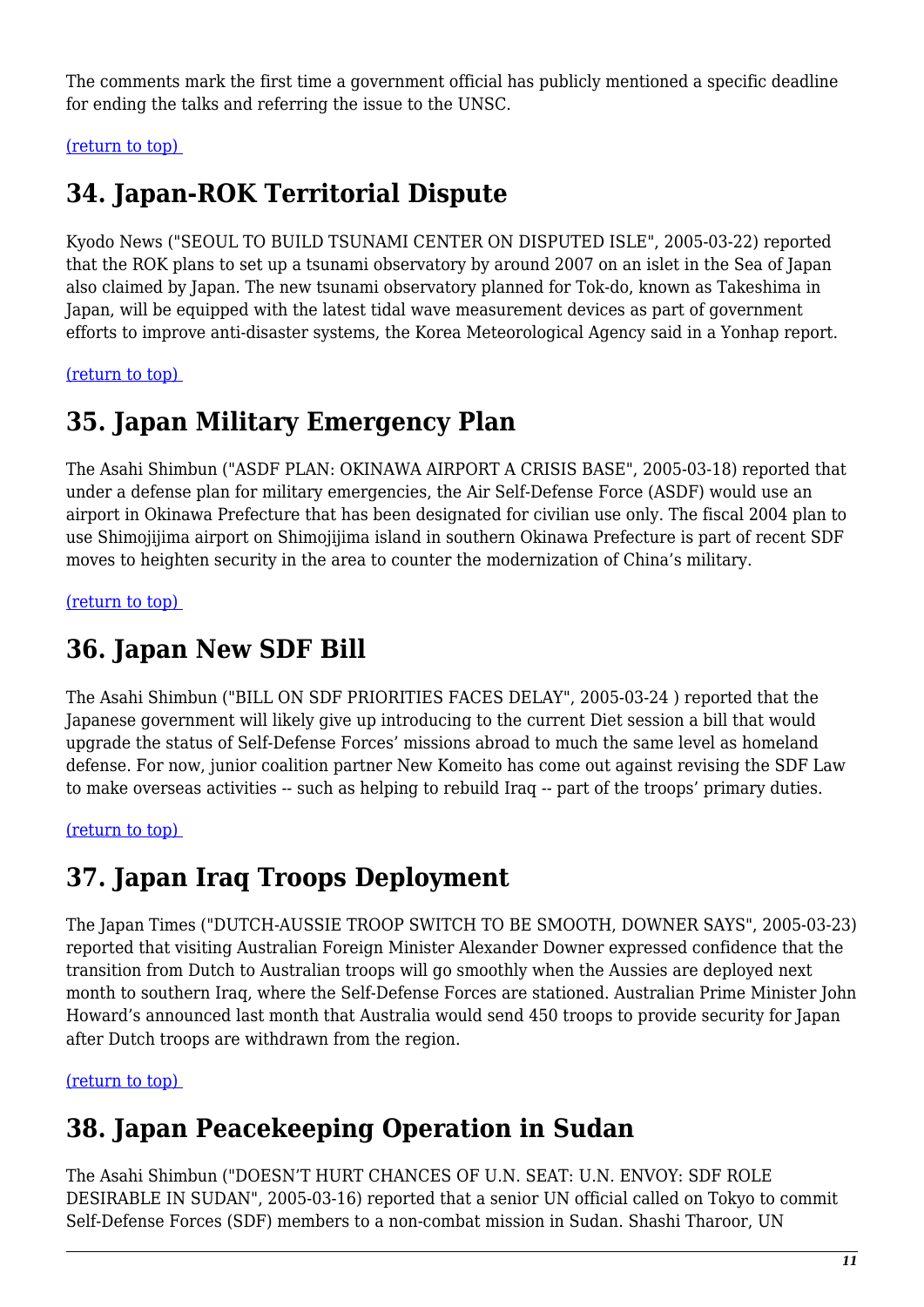The comments mark the first time a government official has publicly mentioned a specific deadline for ending the talks and referring the issue to the UNSC.

(return to top)

## 34. Japan-ROK Territorial Dispute

Kyodo News ("SEOUL TO BUILD TSUNAMI CENTER ON DISPUTED ISLE", 2005-03-22) reported that the ROK plans to set up a tsunami observatory by around 2007 on an islet in the Sea of Japan also claimed by Japan. The new tsunami observatory planned for Tok-do, known as Takeshima in Japan, will be equipped with the latest tidal wave measurement devices as part of government efforts to improve anti-disaster systems, the Korea Meteorological Agency said in a Yonhap report.

(return to top)

## 35. Japan Military Emergency Plan

The Asahi Shimbun ("ASDF PLAN: OKINAWA AIRPORT A CRISIS BASE", 2005-03-18) reported that under a defense plan for military emergencies, the Air Self-Defense Force (ASDF) would use an airport in Okinawa Prefecture that has been designated for civilian use only. The fiscal 2004 plan to use Shimojijima airport on Shimojijima island in southern Okinawa Prefecture is part of recent SDF moves to heighten security in the area to counter the modernization of China's military.

(return to top)

## 36. Japan New SDF Bill

The Asahi Shimbun ("BILL ON SDF PRIORITIES FACES DELAY", 2005-03-24 ) reported that the Japanese government will likely give up introducing to the current Diet session a bill that would upgrade the status of Self-Defense Forces' missions abroad to much the same level as homeland defense. For now, junior coalition partner New Komeito has come out against revising the SDF Law to make overseas activities -- such as helping to rebuild Iraq -- part of the troops' primary duties.

(return to top)

## 37. Japan Iraq Troops Deployment

The Japan Times ("DUTCH-AUSSIE TROOP SWITCH TO BE SMOOTH, DOWNER SAYS", 2005-03-23) reported that visiting Australian Foreign Minister Alexander Downer expressed confidence that the transition from Dutch to Australian troops will go smoothly when the Aussies are deployed next month to southern Iraq, where the Self-Defense Forces are stationed. Australian Prime Minister John Howard's announced last month that Australia would send 450 troops to provide security for Japan after Dutch troops are withdrawn from the region.

(return to top)

## 38. Japan Peacekeeping Operation in Sudan

The Asahi Shimbun ("DOESN'T HURT CHANCES OF U.N. SEAT: U.N. ENVOY: SDF ROLE DESIRABLE IN SUDAN", 2005-03-16) reported that a senior UN official called on Tokyo to commit Self-Defense Forces (SDF) members to a non-combat mission in Sudan. Shashi Tharoor, UN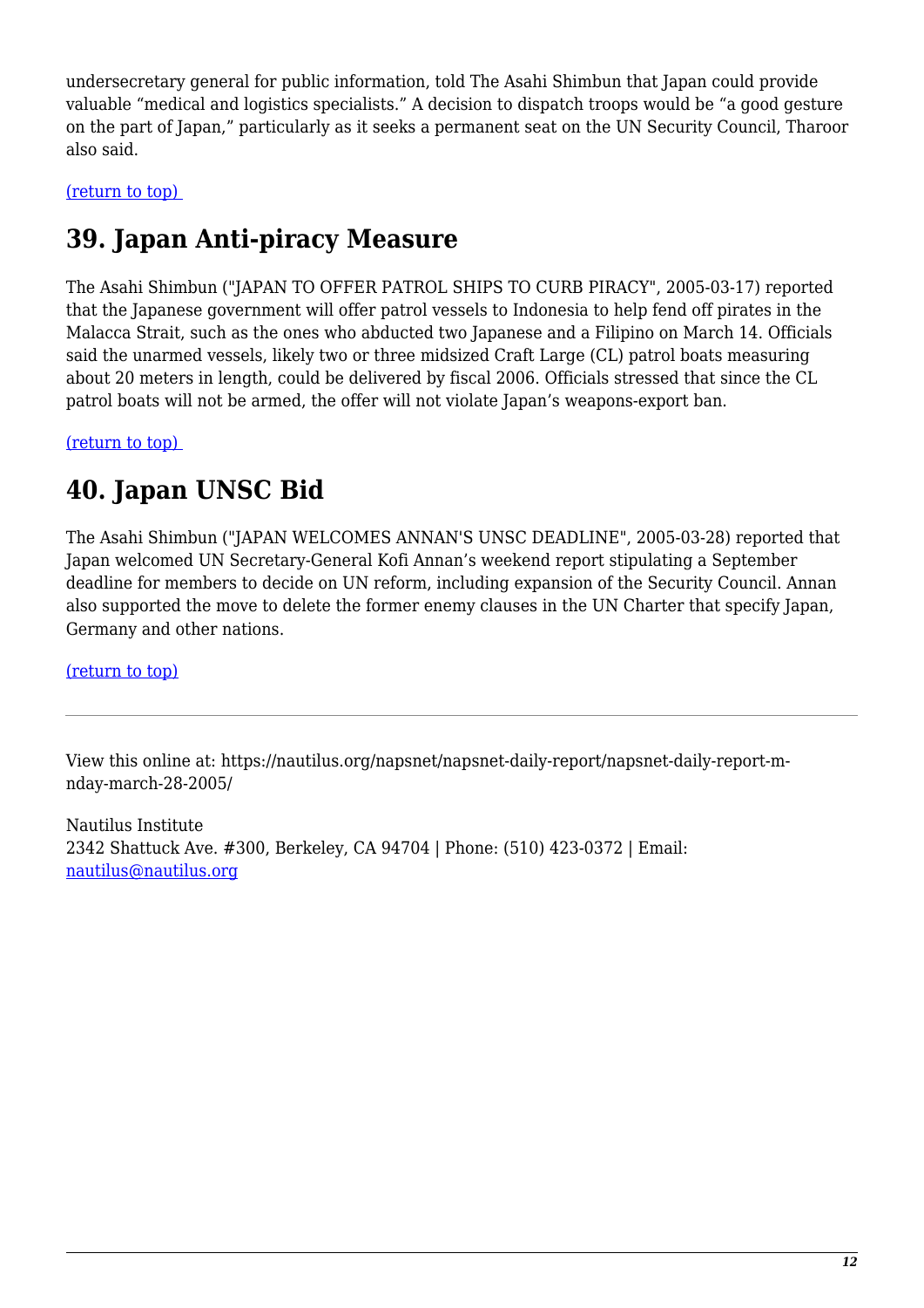undersecretary general for public information, told The Asahi Shimbun that Japan could provide valuable "medical and logistics specialists." A decision to dispatch troops would be "a good gesture on the part of Japan," particularly as it seeks a permanent seat on the UN Security Council, Tharoor also said.

(return to top)

## 39. Japan Anti-piracy Measure

The Asahi Shimbun ("JAPAN TO OFFER PATROL SHIPS TO CURB PIRACY", 2005-03-17) reported that the Japanese government will offer patrol vessels to Indonesia to help fend off pirates in the Malacca Strait, such as the ones who abducted two Japanese and a Filipino on March 14. Officials said the unarmed vessels, likely two or three midsized Craft Large (CL) patrol boats measuring about 20 meters in length, could be delivered by fiscal 2006. Officials stressed that since the CL patrol boats will not be armed, the offer will not violate Japan's weapons-export ban.

(return to top)

## 40. Japan UNSC Bid

The Asahi Shimbun ("JAPAN WELCOMES ANNAN'S UNSC DEADLINE", 2005-03-28) reported that Japan welcomed UN Secretary-General Kofi Annan's weekend report stipulating a September deadline for members to decide on UN reform, including expansion of the Security Council. Annan also supported the move to delete the former enemy clauses in the UN Charter that specify Japan, Germany and other nations.

(return to top)

---

View this online at: https://nautilus.org/napsnet/napsnet-daily-report/napsnet-daily-report-m-nday-march-28-2005/

Nautilus Institute
2342 Shattuck Ave. #300, Berkeley, CA 94704 | Phone: (510) 423-0372 | Email: nautilus@nautilus.org